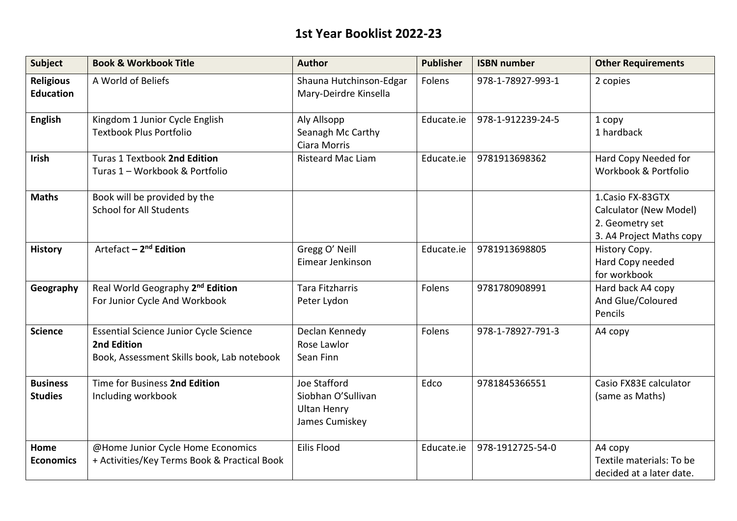# 1st Year Booklist 2022-23

| Subject | Book & Workbook Title | Author | Publisher | ISBN number | Other Requirements |
|---|---|---|---|---|---|
| **Religious Education** | A World of Beliefs | Shauna Hutchinson-Edgar<br>Mary-Deirdre Kinsella | Folens | 978-1-78927-993-1 | 2 copies |
| **English** | Kingdom 1 Junior Cycle English<br>Textbook Plus Portfolio | Aly Allsopp<br>Seanagh Mc Carthy<br>Ciara Morris | Educate.ie | 978-1-912239-24-5 | 1 copy<br>1 hardback |
| **Irish** | Turas 1 Textbook **2nd Edition**<br>Turas 1 – Workbook & Portfolio | Risteard Mac Liam | Educate.ie | 9781913698362 | Hard Copy Needed for Workbook & Portfolio |
| **Maths** | Book will be provided by the School for All Students | | | | 1.Casio FX-83GTX Calculator (New Model)<br>2. Geometry set<br>3. A4 Project Maths copy |
| **History** | Artefact **– 2nd Edition** | Gregg O' Neill<br>Eimear Jenkinson | Educate.ie | 9781913698805 | History Copy.<br>Hard Copy needed for workbook |
| **Geography** | Real World Geography **2nd Edition**<br>For Junior Cycle And Workbook | Tara Fitzharris<br>Peter Lydon | Folens | 9781780908991 | Hard back A4 copy<br>And Glue/Coloured Pencils |
| **Science** | Essential Science Junior Cycle Science<br>**2nd Edition**<br>Book, Assessment Skills book, Lab notebook | Declan Kennedy<br>Rose Lawlor<br>Sean Finn | Folens | 978-1-78927-791-3 | A4 copy |
| **Business Studies** | Time for Business **2nd Edition**<br>Including workbook | Joe Stafford<br>Siobhan O'Sullivan<br>Ultan Henry<br>James Cumiskey | Edco | 9781845366551 | Casio FX83E calculator (same as Maths) |
| **Home Economics** | @Home Junior Cycle Home Economics<br>+ Activities/Key Terms Book & Practical Book | Eilis Flood | Educate.ie | 978-1912725-54-0 | A4 copy<br>Textile materials: To be decided at a later date. |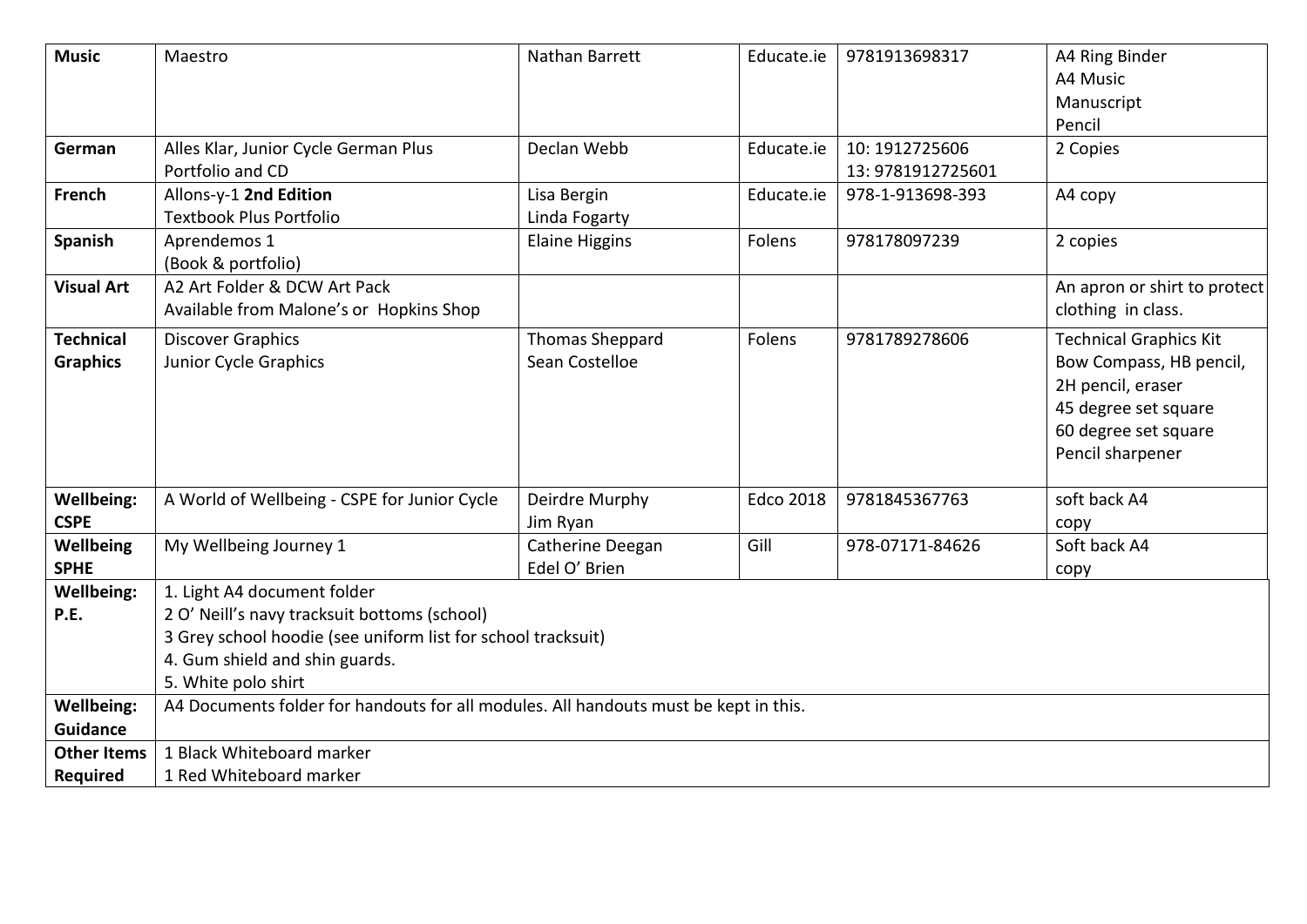| **Music** | Maestro | Nathan Barrett | Educate.ie | 9781913698317 | A4 Ring Binder<br>A4 Music Manuscript<br>Pencil |
|---|---|---|---|---|---|
| **German** | Alles Klar, Junior Cycle German Plus Portfolio and CD | Declan Webb | Educate.ie | 10: 1912725606<br>13: 9781912725601 | 2 Copies |
| **French** | Allons-y-1 **2nd Edition**<br>Textbook Plus Portfolio | Lisa Bergin<br>Linda Fogarty | Educate.ie | 978-1-913698-393 | A4 copy |
| **Spanish** | Aprendemos 1<br>(Book & portfolio) | Elaine Higgins | Folens | 978178097239 | 2 copies |
| **Visual Art** | A2 Art Folder & DCW Art Pack<br>Available from Malone's or Hopkins Shop | | | | An apron or shirt to protect clothing in class. |
| **Technical Graphics** | Discover Graphics<br>Junior Cycle Graphics | Thomas Sheppard<br>Sean Costelloe | Folens | 9781789278606 | Technical Graphics Kit<br>Bow Compass, HB pencil, 2H pencil, eraser<br>45 degree set square<br>60 degree set square<br>Pencil sharpener |
| **Wellbeing: CSPE** | A World of Wellbeing - CSPE for Junior Cycle | Deirdre Murphy<br>Jim Ryan | Edco 2018 | 9781845367763 | soft back A4 copy |
| **Wellbeing SPHE** | My Wellbeing Journey 1 | Catherine Deegan<br>Edel O' Brien | Gill | 978-07171-84626 | Soft back A4 copy |
| **Wellbeing: P.E.** | 1. Light A4 document folder<br>2 O' Neill's navy tracksuit bottoms (school)<br>3 Grey school hoodie (see uniform list for school tracksuit)<br>4. Gum shield and shin guards.<br>5. White polo shirt | | | | |
| **Wellbeing: Guidance** | A4 Documents folder for handouts for all modules. All handouts must be kept in this. | | | | |
| **Other Items Required** | 1 Black Whiteboard marker<br>1 Red Whiteboard marker | | | | |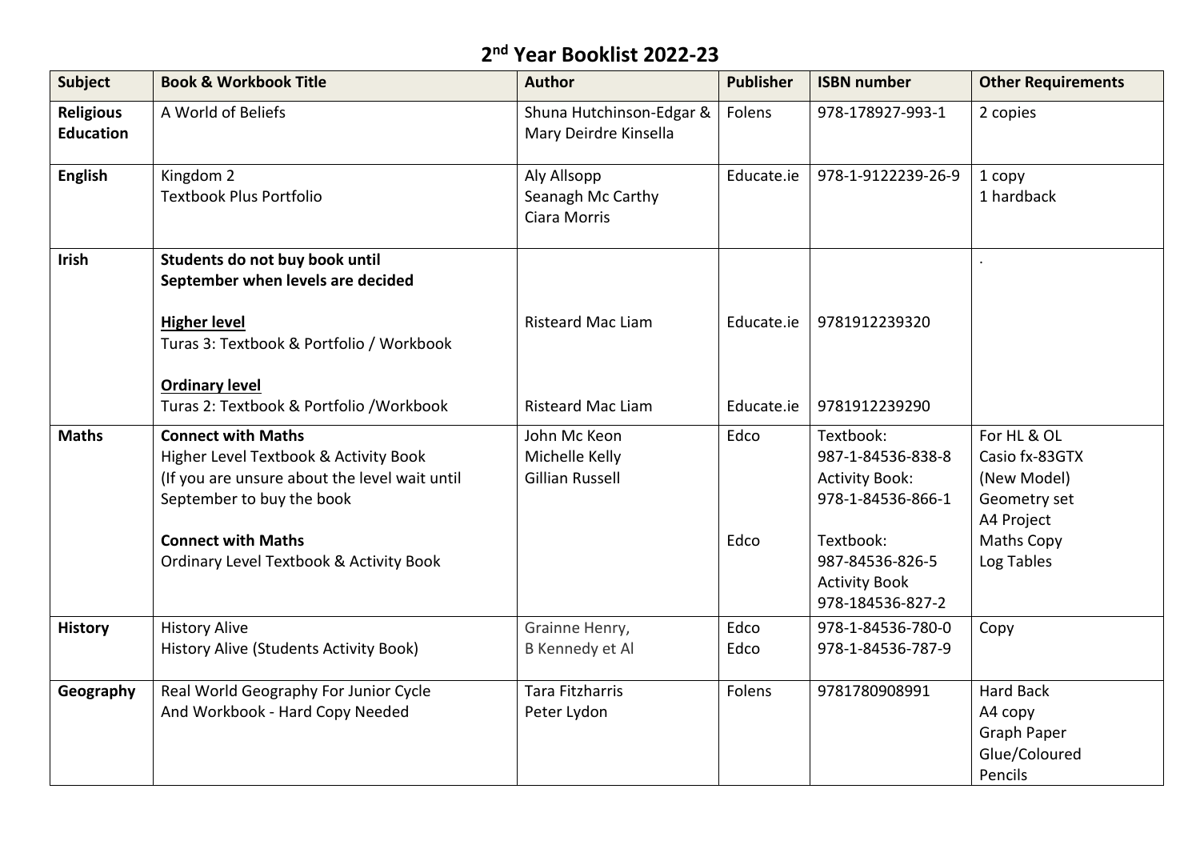## 2nd Year Booklist 2022-23

| Subject | Book & Workbook Title | Author | Publisher | ISBN number | Other Requirements |
|---|---|---|---|---|---|
| **Religious Education** | A World of Beliefs | Shuna Hutchinson-Edgar & Mary Deirdre Kinsella | Folens | 978-178927-993-1 | 2 copies |
| **English** | Kingdom 2<br>Textbook Plus Portfolio | Aly Allsopp<br>Seanagh Mc Carthy<br>Ciara Morris | Educate.ie | 978-1-9122239-26-9 | 1 copy<br>1 hardback |
| **Irish** | **Students do not buy book until September when levels are decided**<br><br>**Higher level**<br>Turas 3: Textbook & Portfolio / Workbook<br><br>**Ordinary level**<br>Turas 2: Textbook & Portfolio /Workbook | <br><br>Risteard Mac Liam<br><br><br>Risteard Mac Liam | <br><br>Educate.ie<br><br><br>Educate.ie | <br><br>9781912239320<br><br><br>9781912239290 | . |
| **Maths** | **Connect with Maths**<br>Higher Level Textbook & Activity Book<br>(If you are unsure about the level wait until September to buy the book<br><br>**Connect with Maths**<br>Ordinary Level Textbook & Activity Book | John Mc Keon<br>Michelle Kelly<br>Gillian Russell | Edco<br><br><br><br>Edco | Textbook:<br>987-1-84536-838-8<br>Activity Book:<br>978-1-84536-866-1<br>Textbook:<br>987-84536-826-5<br>Activity Book<br>978-184536-827-2 | For HL & OL<br>Casio fx-83GTX<br>(New Model)<br>Geometry set<br>A4 Project<br>Maths Copy<br>Log Tables |
| **History** | History Alive<br>History Alive (Students Activity Book) | Grainne Henry,<br>B Kennedy et Al | Edco<br>Edco | 978-1-84536-780-0<br>978-1-84536-787-9 | Copy |
| **Geography** | Real World Geography For Junior Cycle<br>And Workbook - Hard Copy Needed | Tara Fitzharris<br>Peter Lydon | Folens | 9781780908991 | Hard Back<br>A4 copy<br>Graph Paper<br>Glue/Coloured Pencils |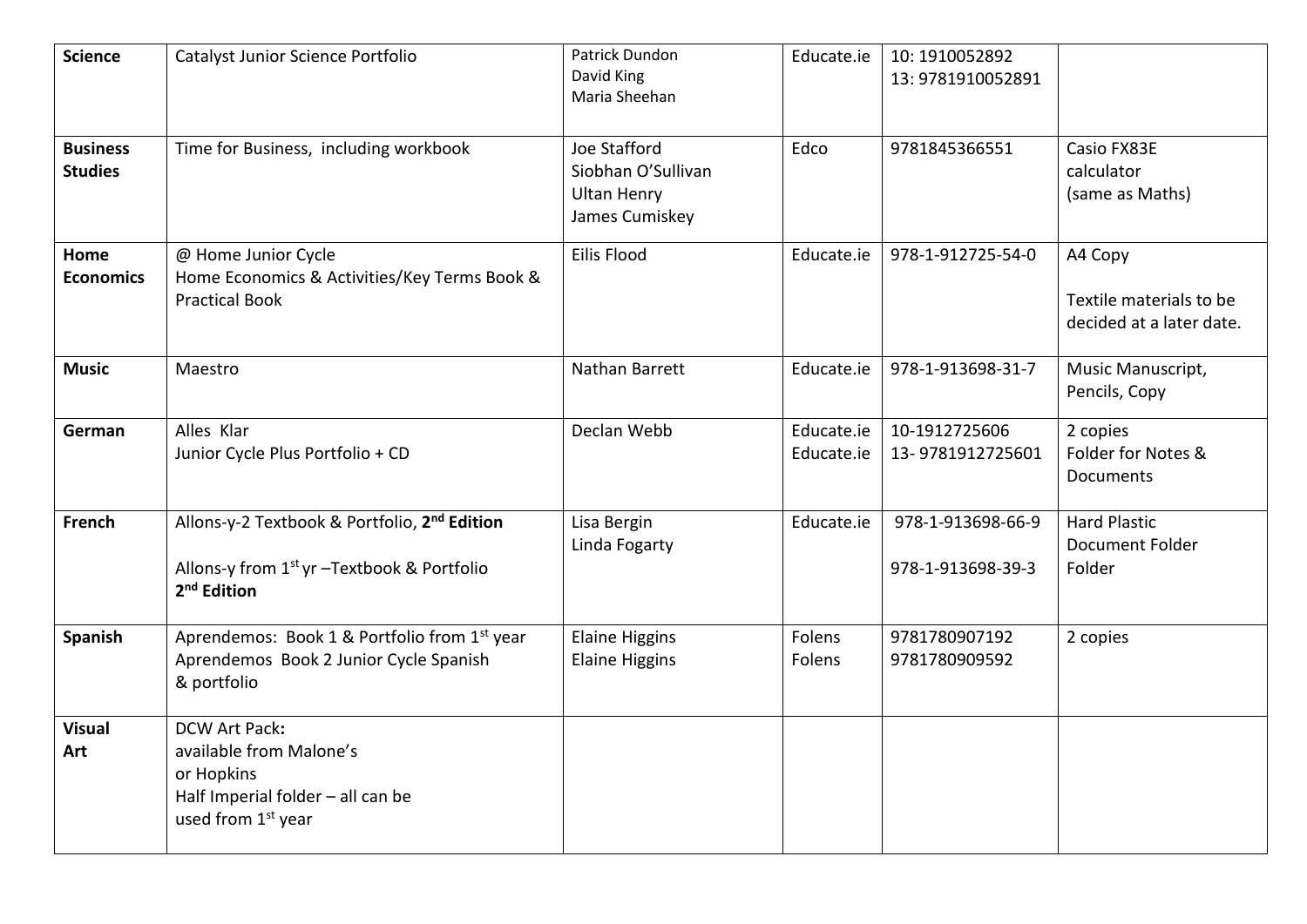| | | | | | |
|---|---|---|---|---|---|
| **Science** | Catalyst Junior Science Portfolio | Patrick Dundon<br>David King<br>Maria Sheehan | Educate.ie | 10: 1910052892<br>13: 9781910052891 | |
| **Business Studies** | Time for Business, including workbook | Joe Stafford<br>Siobhan O'Sullivan<br>Ultan Henry<br>James Cumiskey | Edco | 9781845366551 | Casio FX83E calculator<br>(same as Maths) |
| **Home Economics** | @ Home Junior Cycle<br>Home Economics & Activities/Key Terms Book & Practical Book | Eilis Flood | Educate.ie | 978-1-912725-54-0 | A4 Copy<br><br>Textile materials to be decided at a later date. |
| **Music** | Maestro | Nathan Barrett | Educate.ie | 978-1-913698-31-7 | Music Manuscript, Pencils, Copy |
| **German** | Alles Klar<br>Junior Cycle Plus Portfolio + CD | Declan Webb | Educate.ie<br>Educate.ie | 10-1912725606<br>13- 9781912725601 | 2 copies<br>Folder for Notes & Documents |
| **French** | Allons-y-2 Textbook & Portfolio, **2nd Edition**<br><br>Allons-y from 1st yr –Textbook & Portfolio **2nd Edition** | Lisa Bergin<br>Linda Fogarty | Educate.ie | 978-1-913698-66-9<br><br>978-1-913698-39-3 | Hard Plastic Document Folder Folder |
| **Spanish** | Aprendemos: Book 1 & Portfolio from 1st year<br>Aprendemos Book 2 Junior Cycle Spanish & portfolio | Elaine Higgins<br>Elaine Higgins | Folens<br>Folens | 9781780907192<br>9781780909592 | 2 copies |
| **Visual Art** | DCW Art Pack**:**<br>available from Malone's or Hopkins<br>Half Imperial folder – all can be used from 1st year | | | | |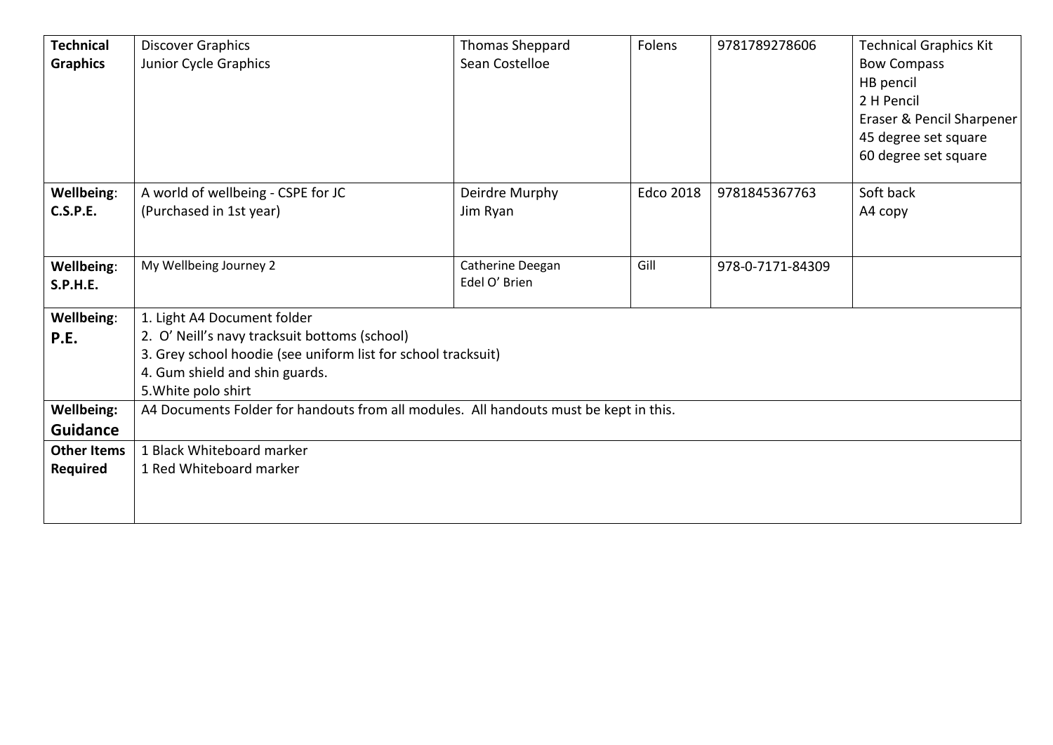| **Technical Graphics** | Discover Graphics<br>Junior Cycle Graphics | Thomas Sheppard<br>Sean Costelloe | Folens | 9781789278606 | Technical Graphics Kit<br>Bow Compass<br>HB pencil<br>2 H Pencil<br>Eraser & Pencil Sharpener<br>45 degree set square<br>60 degree set square |
|---|---|---|---|---|---|
| **Wellbeing: C.S.P.E.** | A world of wellbeing - CSPE for JC<br>(Purchased in 1st year) | Deirdre Murphy<br>Jim Ryan | Edco 2018 | 9781845367763 | Soft back<br>A4 copy |
| **Wellbeing: S.P.H.E.** | My Wellbeing Journey 2 | Catherine Deegan<br>Edel O' Brien | Gill | 978-0-7171-84309 | |
| **Wellbeing: P.E.** | 1. Light A4 Document folder<br>2. O' Neill's navy tracksuit bottoms (school)<br>3. Grey school hoodie (see uniform list for school tracksuit)<br>4. Gum shield and shin guards.<br>5.White polo shirt | | | | |
| **Wellbeing: Guidance** | A4 Documents Folder for handouts from all modules. All handouts must be kept in this. | | | | |
| **Other Items Required** | 1 Black Whiteboard marker<br>1 Red Whiteboard marker | | | | |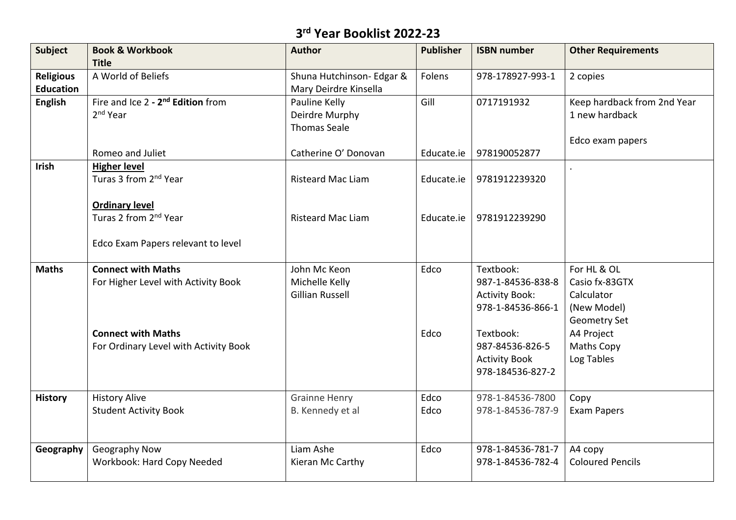# 3rd Year Booklist 2022-23

| Subject | Book & Workbook Title | Author | Publisher | ISBN number | Other Requirements |
|---|---|---|---|---|---|
| **Religious Education** | A World of Beliefs | Shuna Hutchinson- Edgar & Mary Deirdre Kinsella | Folens | 978-178927-993-1 | 2 copies |
| **English** | Fire and Ice 2 **- 2nd Edition** from 2nd Year<br><br><br>Romeo and Juliet | Pauline Kelly<br>Deirdre Murphy<br>Thomas Seale<br><br>Catherine O' Donovan | Gill<br><br><br><br>Educate.ie | 0717191932<br><br><br><br>978190052877 | Keep hardback from 2nd Year<br>1 new hardback<br><br>Edco exam papers |
| **Irish** | **Higher level**<br>Turas 3 from 2nd Year<br><br>**Ordinary level**<br>Turas 2 from 2nd Year<br><br>Edco Exam Papers relevant to level | <br>Risteard Mac Liam<br><br><br>Risteard Mac Liam | <br>Educate.ie<br><br><br>Educate.ie | <br>9781912239320<br><br><br>9781912239290 | . |
| **Maths** | **Connect with Maths**<br>For Higher Level with Activity Book<br><br><br><br>**Connect with Maths**<br>For Ordinary Level with Activity Book | John Mc Keon<br>Michelle Kelly<br>Gillian Russell | Edco<br><br><br><br><br>Edco | Textbook:<br>987-1-84536-838-8<br>Activity Book:<br>978-1-84536-866-1<br><br>Textbook:<br>987-84536-826-5<br>Activity Book<br>978-184536-827-2 | For HL & OL<br>Casio fx-83GTX<br>Calculator<br>(New Model)<br>Geometry Set<br>A4 Project<br>Maths Copy<br>Log Tables |
| **History** | History Alive<br>Student Activity Book | Grainne Henry<br>B. Kennedy et al | Edco<br>Edco | 978-1-84536-7800<br>978-1-84536-787-9 | Copy<br>Exam Papers |
| **Geography** | Geography Now<br>Workbook: Hard Copy Needed | Liam Ashe<br>Kieran Mc Carthy | Edco | 978-1-84536-781-7<br>978-1-84536-782-4 | A4 copy<br>Coloured Pencils |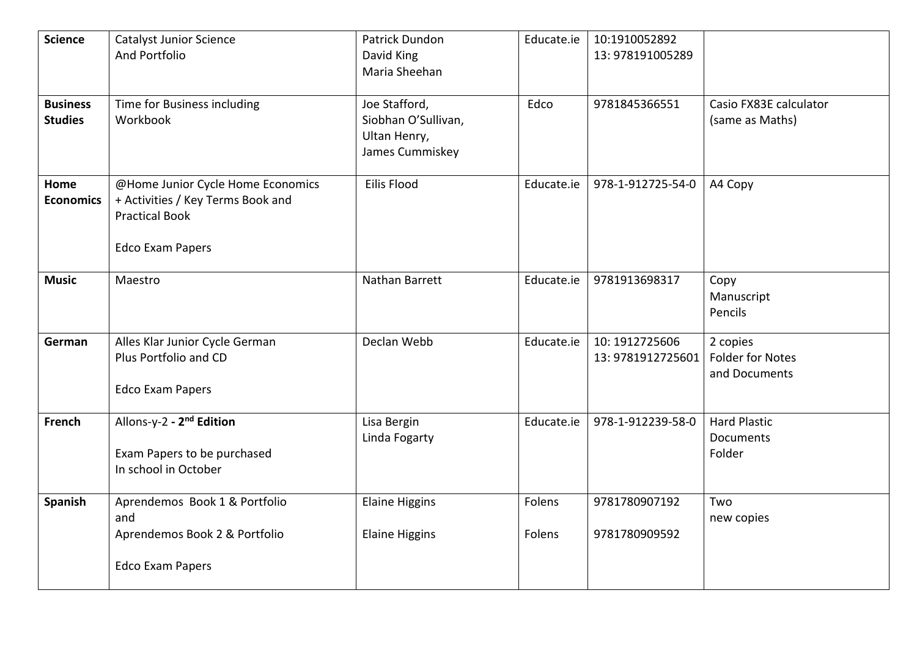| Science | Catalyst Junior Science And Portfolio | Patrick Dundon<br>David King<br>Maria Sheehan | Educate.ie | 10:1910052892<br>13: 978191005289 | |
|---|---|---|---|---|---|
| **Business Studies** | Time for Business including Workbook | Joe Stafford,<br>Siobhan O'Sullivan,<br>Ultan Henry,<br>James Cummiskey | Edco | 9781845366551 | Casio FX83E calculator (same as Maths) |
| **Home Economics** | @Home Junior Cycle Home Economics + Activities / Key Terms Book and Practical Book<br><br>Edco Exam Papers | Eilis Flood | Educate.ie | 978-1-912725-54-0 | A4 Copy |
| **Music** | Maestro | Nathan Barrett | Educate.ie | 9781913698317 | Copy<br>Manuscript<br>Pencils |
| **German** | Alles Klar Junior Cycle German Plus Portfolio and CD<br><br>Edco Exam Papers | Declan Webb | Educate.ie | 10: 1912725606<br>13: 9781912725601 | 2 copies<br>Folder for Notes and Documents |
| **French** | Allons-y-2 **- 2nd Edition**<br><br>Exam Papers to be purchased In school in October | Lisa Bergin<br>Linda Fogarty | Educate.ie | 978-1-912239-58-0 | Hard Plastic Documents Folder |
| **Spanish** | Aprendemos Book 1 & Portfolio and<br>Aprendemos Book 2 & Portfolio<br><br>Edco Exam Papers | Elaine Higgins<br><br>Elaine Higgins | Folens<br><br>Folens | 9781780907192<br><br>9781780909592 | Two new copies |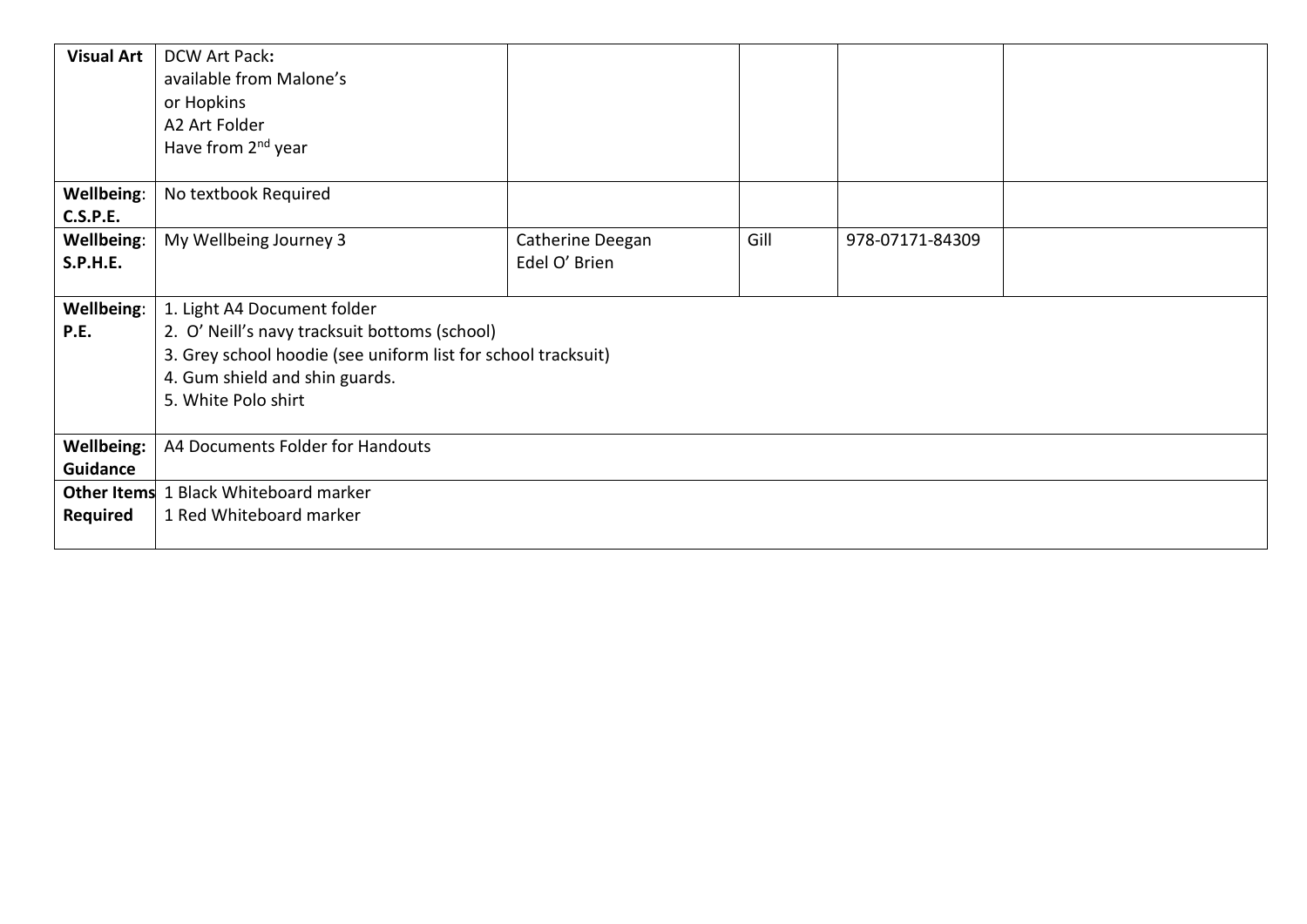| | | | | | |
|---|---|---|---|---|---|
| **Visual Art** | DCW Art Pack**:**<br>available from Malone's<br>or Hopkins<br>A2 Art Folder<br>Have from 2nd year | | | | |
| **Wellbeing**: **C.S.P.E.** | No textbook Required | | | | |
| **Wellbeing**: **S.P.H.E.** | My Wellbeing Journey 3 | Catherine Deegan<br>Edel O' Brien | Gill | 978-07171-84309 | |
| **Wellbeing**: **P.E.** | 1. Light A4 Document folder<br>2. O' Neill's navy tracksuit bottoms (school)<br>3. Grey school hoodie (see uniform list for school tracksuit)<br>4. Gum shield and shin guards.<br>5. White Polo shirt | | | | |
| **Wellbeing: Guidance** | A4 Documents Folder for Handouts | | | | |
| **Other Items Required** | 1 Black Whiteboard marker<br>1 Red Whiteboard marker | | | | |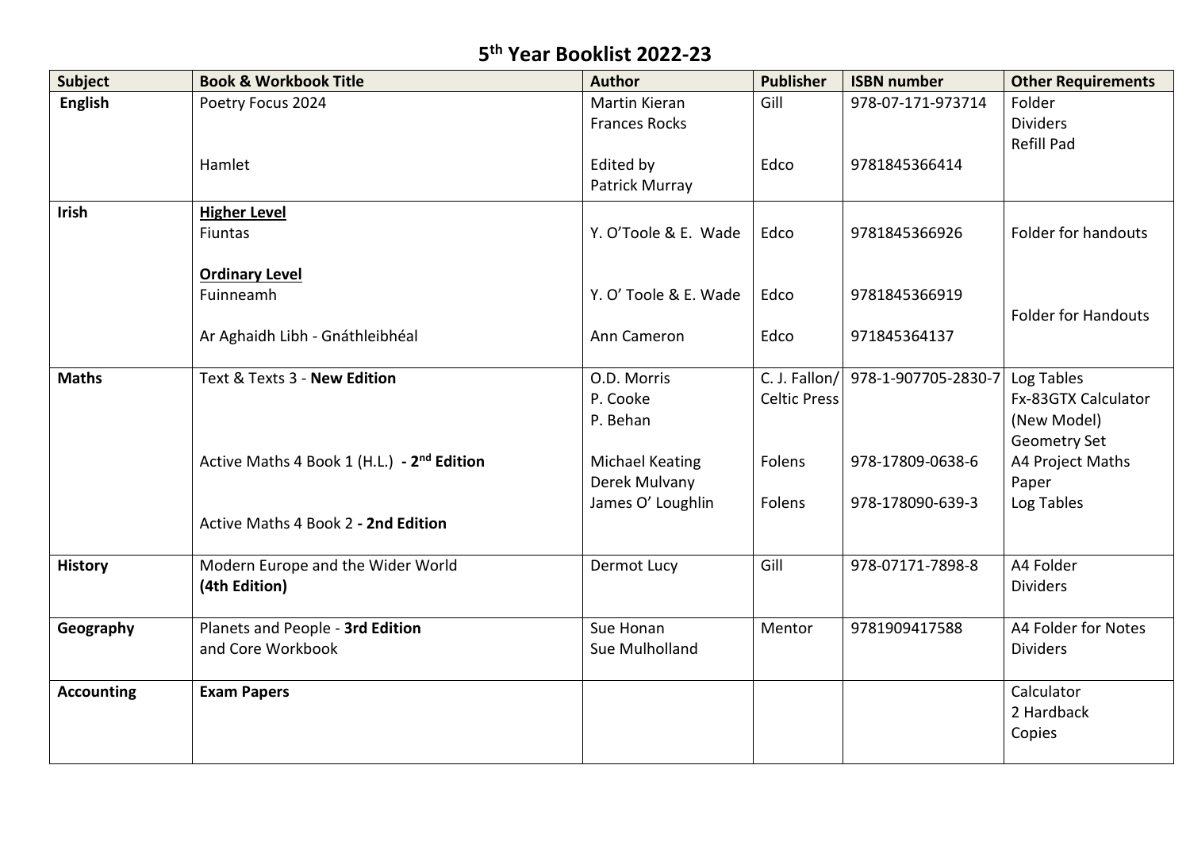# 5th Year Booklist 2022-23

| Subject | Book & Workbook Title | Author | Publisher | ISBN number | Other Requirements |
|---|---|---|---|---|---|
| **English** | Poetry Focus 2024<br><br>Hamlet | Martin Kieran<br>Frances Rocks<br><br>Edited by<br>Patrick Murray | Gill<br><br>Edco | 978-07-171-973714<br><br>9781845366414 | Folder<br>Dividers<br>Refill Pad |
| **Irish** | **Higher Level**<br>Fiuntas<br><br>**Ordinary Level**<br>Fuinneamh<br><br>Ar Aghaidh Libh - Gnáthleibhéal | Y. O'Toole & E. Wade<br><br>Y. O' Toole & E. Wade<br><br>Ann Cameron | Edco<br><br>Edco<br><br>Edco | 9781845366926<br><br>9781845366919<br><br>971845364137 | Folder for handouts<br><br>Folder for Handouts |
| **Maths** | Text & Texts 3 - **New Edition**<br><br>Active Maths 4 Book 1 (H.L.) **- 2nd Edition**<br><br>Active Maths 4 Book 2 **- 2nd Edition** | O.D. Morris<br>P. Cooke<br>P. Behan<br><br>Michael Keating<br>Derek Mulvany<br>James O' Loughlin | C. J. Fallon/<br>Celtic Press<br><br>Folens<br><br>Folens | 978-1-907705-2830-7<br><br>978-17809-0638-6<br><br>978-178090-639-3 | Log Tables<br>Fx-83GTX Calculator (New Model)<br>Geometry Set<br>A4 Project Maths Paper<br>Log Tables |
| **History** | Modern Europe and the Wider World<br>**(4th Edition)** | Dermot Lucy | Gill | 978-07171-7898-8 | A4 Folder<br>Dividers |
| **Geography** | Planets and People - **3rd Edition**<br>and Core Workbook | Sue Honan<br>Sue Mulholland | Mentor | 9781909417588 | A4 Folder for Notes<br>Dividers |
| **Accounting** | **Exam Papers** | | | | Calculator<br>2 Hardback Copies |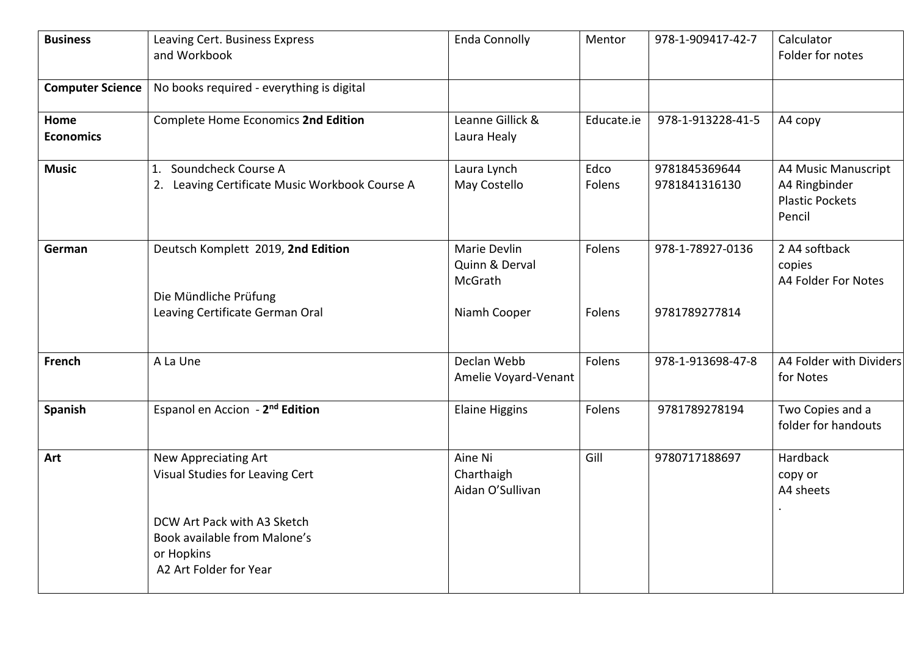| **Business** | Leaving Cert. Business Express and Workbook | Enda Connolly | Mentor | 978-1-909417-42-7 | Calculator<br>Folder for notes |
|---|---|---|---|---|---|
| **Computer Science** | No books required - everything is digital | | | | |
| **Home Economics** | Complete Home Economics **2nd Edition** | Leanne Gillick & Laura Healy | Educate.ie | 978-1-913228-41-5 | A4 copy |
| **Music** | 1. Soundcheck Course A<br>2. Leaving Certificate Music Workbook Course A | Laura Lynch<br>May Costello | Edco<br>Folens | 9781845369644<br>9781841316130 | A4 Music Manuscript<br>A4 Ringbinder<br>Plastic Pockets<br>Pencil |
| **German** | Deutsch Komplett 2019, **2nd Edition**<br><br>Die Mündliche Prüfung<br>Leaving Certificate German Oral | Marie Devlin<br>Quinn & Derval McGrath<br><br>Niamh Cooper | Folens<br><br>Folens | 978-1-78927-0136<br><br>9781789277814 | 2 A4 softback copies<br>A4 Folder For Notes |
| **French** | A La Une | Declan Webb<br>Amelie Voyard-Venant | Folens | 978-1-913698-47-8 | A4 Folder with Dividers for Notes |
| **Spanish** | Espanol en Accion - **2nd Edition** | Elaine Higgins | Folens | 9781789278194 | Two Copies and a folder for handouts |
| **Art** | New Appreciating Art<br>Visual Studies for Leaving Cert<br><br>DCW Art Pack with A3 Sketch Book available from Malone's or Hopkins<br>A2 Art Folder for Year | Aine Ni Charthaigh<br>Aidan O'Sullivan | Gill | 9780717188697 | Hardback copy or A4 sheets<br>. |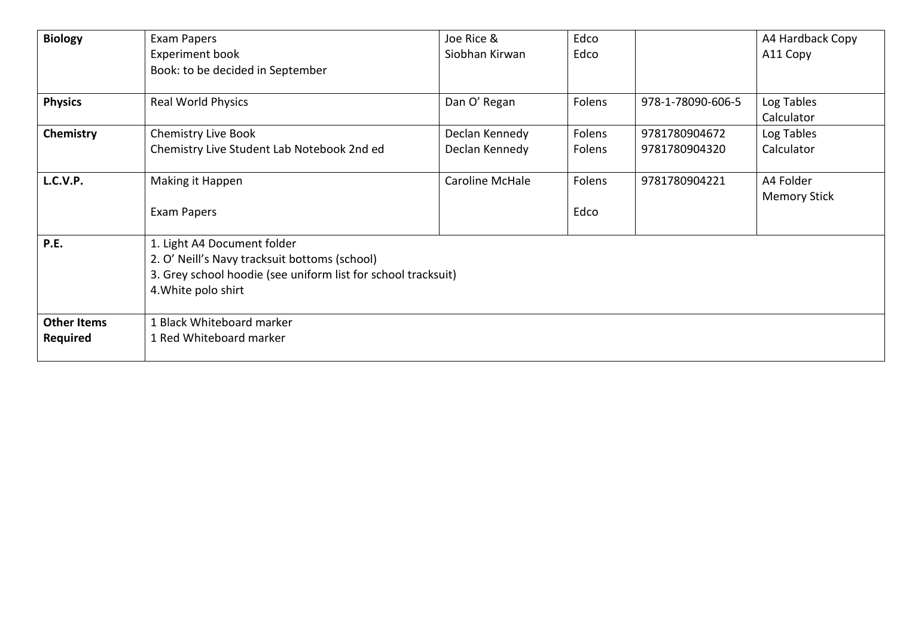| **Biology** | Exam Papers<br>Experiment book<br>Book: to be decided in September | Joe Rice &<br>Siobhan Kirwan | Edco<br>Edco | | A4 Hardback Copy<br>A11 Copy |
|---|---|---|---|---|---|
| **Physics** | Real World Physics | Dan O' Regan | Folens | 978-1-78090-606-5 | Log Tables<br>Calculator |
| **Chemistry** | Chemistry Live Book<br>Chemistry Live Student Lab Notebook 2nd ed | Declan Kennedy<br>Declan Kennedy | Folens<br>Folens | 9781780904672<br>9781780904320 | Log Tables<br>Calculator |
| **L.C.V.P.** | Making it Happen<br><br>Exam Papers | Caroline McHale | Folens<br><br>Edco | 9781780904221 | A4 Folder<br>Memory Stick |
| **P.E.** | 1. Light A4 Document folder<br>2. O' Neill's Navy tracksuit bottoms (school)<br>3. Grey school hoodie (see uniform list for school tracksuit)<br>4.White polo shirt | | | | |
| **Other Items Required** | 1 Black Whiteboard marker<br>1 Red Whiteboard marker | | | | |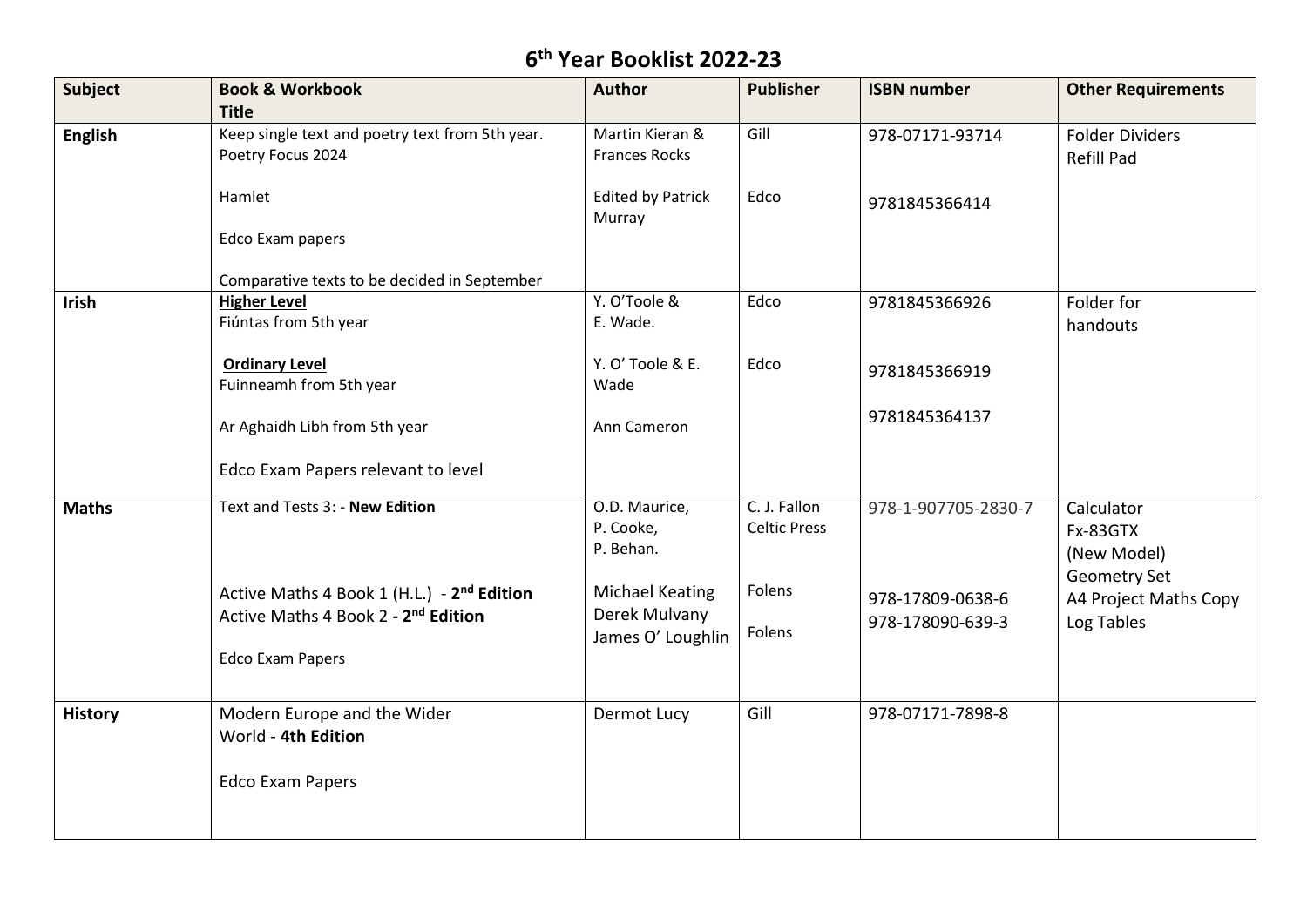# 6th Year Booklist 2022-23

| Subject | Book & Workbook Title | Author | Publisher | ISBN number | Other Requirements |
|---|---|---|---|---|---|
| **English** | Keep single text and poetry text from 5th year.<br>Poetry Focus 2024<br><br>Hamlet<br><br>Edco Exam papers<br><br>Comparative texts to be decided in September | Martin Kieran & Frances Rocks<br><br>Edited by Patrick Murray | Gill<br><br>Edco | 978-07171-93714<br><br>9781845366414 | Folder Dividers<br>Refill Pad |
| **Irish** | **Higher Level**<br>Fiúntas from 5th year<br><br>**Ordinary Level**<br>Fuinneamh from 5th year<br><br>Ar Aghaidh Libh from 5th year<br><br>Edco Exam Papers relevant to level | Y. O'Toole & E. Wade.<br><br>Y. O' Toole & E. Wade<br><br>Ann Cameron | Edco<br><br>Edco | 9781845366926<br><br>9781845366919<br><br>9781845364137 | Folder for handouts |
| **Maths** | Text and Tests 3: - **New Edition**<br><br>Active Maths 4 Book 1 (H.L.) - **2nd Edition**<br>Active Maths 4 Book 2 **- 2nd Edition**<br><br>Edco Exam Papers | O.D. Maurice, P. Cooke, P. Behan.<br><br>Michael Keating<br>Derek Mulvany<br>James O' Loughlin | C. J. Fallon Celtic Press<br><br>Folens<br><br>Folens | 978-1-907705-2830-7<br><br>978-17809-0638-6<br>978-178090-639-3 | Calculator<br>Fx-83GTX (New Model)<br>Geometry Set<br>A4 Project Maths Copy<br>Log Tables |
| **History** | Modern Europe and the Wider World - **4th Edition**<br><br>Edco Exam Papers | Dermot Lucy | Gill | 978-07171-7898-8 | |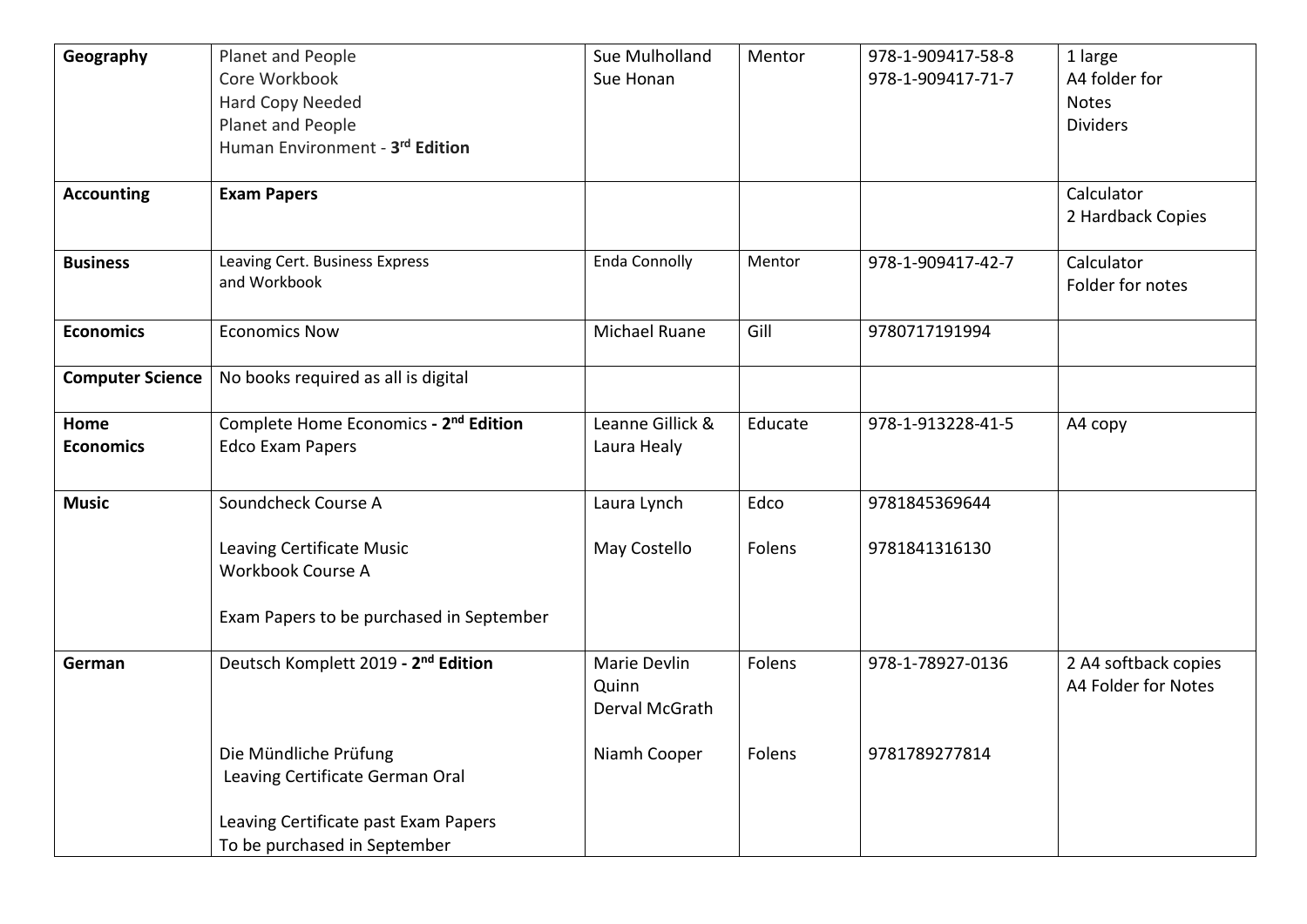| **Geography** | Planet and People<br>Core Workbook<br>Hard Copy Needed<br>Planet and People<br>Human Environment - **3rd Edition** | Sue Mulholland<br>Sue Honan | Mentor | 978-1-909417-58-8<br>978-1-909417-71-7 | 1 large<br>A4 folder for<br>Notes<br>Dividers |
|---|---|---|---|---|---|
| **Accounting** | **Exam Papers** | | | | Calculator<br>2 Hardback Copies |
| **Business** | Leaving Cert. Business Express<br>and Workbook | Enda Connolly | Mentor | 978-1-909417-42-7 | Calculator<br>Folder for notes |
| **Economics** | Economics Now | Michael Ruane | Gill | 9780717191994 | |
| **Computer Science** | No books required as all is digital | | | | |
| **Home Economics** | Complete Home Economics **- 2nd Edition**<br>Edco Exam Papers | Leanne Gillick &<br>Laura Healy | Educate | 978-1-913228-41-5 | A4 copy |
| **Music** | Soundcheck Course A<br><br>Leaving Certificate Music<br>Workbook Course A<br><br>Exam Papers to be purchased in September | Laura Lynch<br><br>May Costello | Edco<br><br>Folens | 9781845369644<br><br>9781841316130 | |
| **German** | Deutsch Komplett 2019 **- 2nd Edition**<br><br>Die Mündliche Prüfung<br>Leaving Certificate German Oral<br><br>Leaving Certificate past Exam Papers<br>To be purchased in September | Marie Devlin Quinn<br>Derval McGrath<br><br>Niamh Cooper | Folens<br><br>Folens | 978-1-78927-0136<br><br>9781789277814 | 2 A4 softback copies<br>A4 Folder for Notes |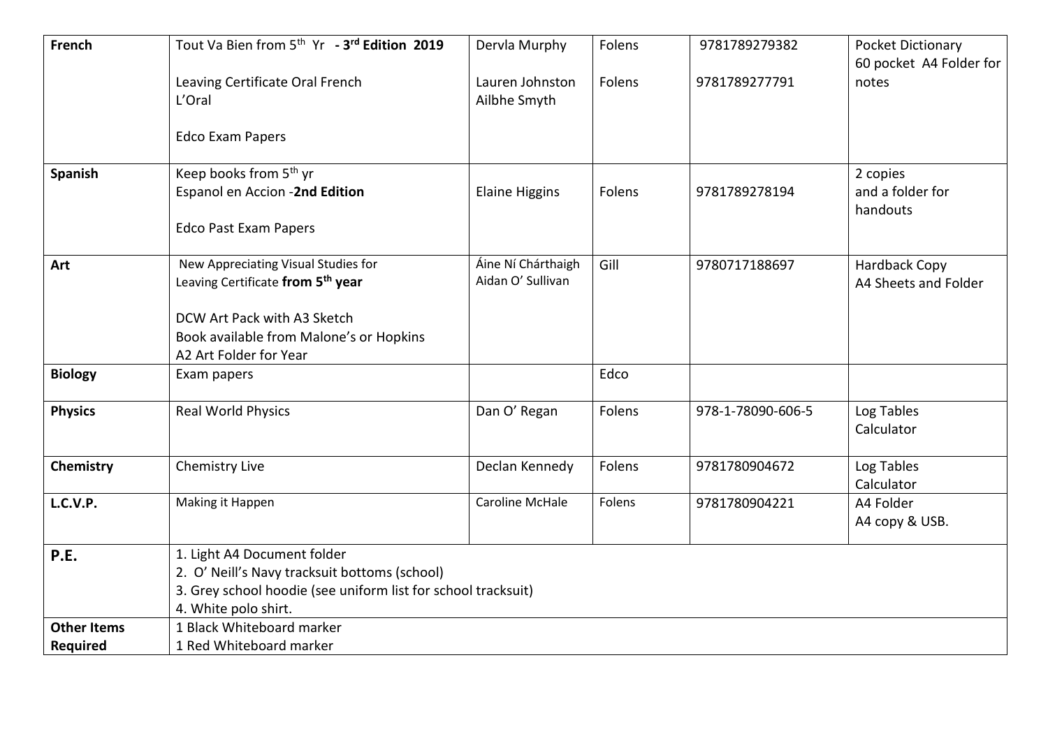| | | | | | |
|---|---|---|---|---|---|
| **French** | Tout Va Bien from 5th Yr **- 3rd Edition 2019**<br><br>Leaving Certificate Oral French<br>L'Oral<br><br>Edco Exam Papers | Dervla Murphy<br><br>Lauren Johnston<br>Ailbhe Smyth | Folens<br><br>Folens | 9781789279382<br><br>9781789277791 | Pocket Dictionary<br>60 pocket A4 Folder for notes |
| **Spanish** | Keep books from 5th yr<br>Espanol en Accion -**2nd Edition**<br><br>Edco Past Exam Papers | Elaine Higgins | Folens | 9781789278194 | 2 copies<br>and a folder for handouts |
| **Art** | New Appreciating Visual Studies for Leaving Certificate **from 5th year**<br><br>DCW Art Pack with A3 Sketch Book available from Malone's or Hopkins<br>A2 Art Folder for Year | Áine Ní Chárthaigh<br>Aidan O' Sullivan | Gill | 9780717188697 | Hardback Copy<br>A4 Sheets and Folder |
| **Biology** | Exam papers | | Edco | | |
| **Physics** | Real World Physics | Dan O' Regan | Folens | 978-1-78090-606-5 | Log Tables<br>Calculator |
| **Chemistry** | Chemistry Live | Declan Kennedy | Folens | 9781780904672 | Log Tables<br>Calculator |
| **L.C.V.P.** | Making it Happen | Caroline McHale | Folens | 9781780904221 | A4 Folder<br>A4 copy & USB. |
| **P.E.** | 1. Light A4 Document folder<br>2. O' Neill's Navy tracksuit bottoms (school)<br>3. Grey school hoodie (see uniform list for school tracksuit)<br>4. White polo shirt. | | | | |
| **Other Items Required** | 1 Black Whiteboard marker<br>1 Red Whiteboard marker | | | | |